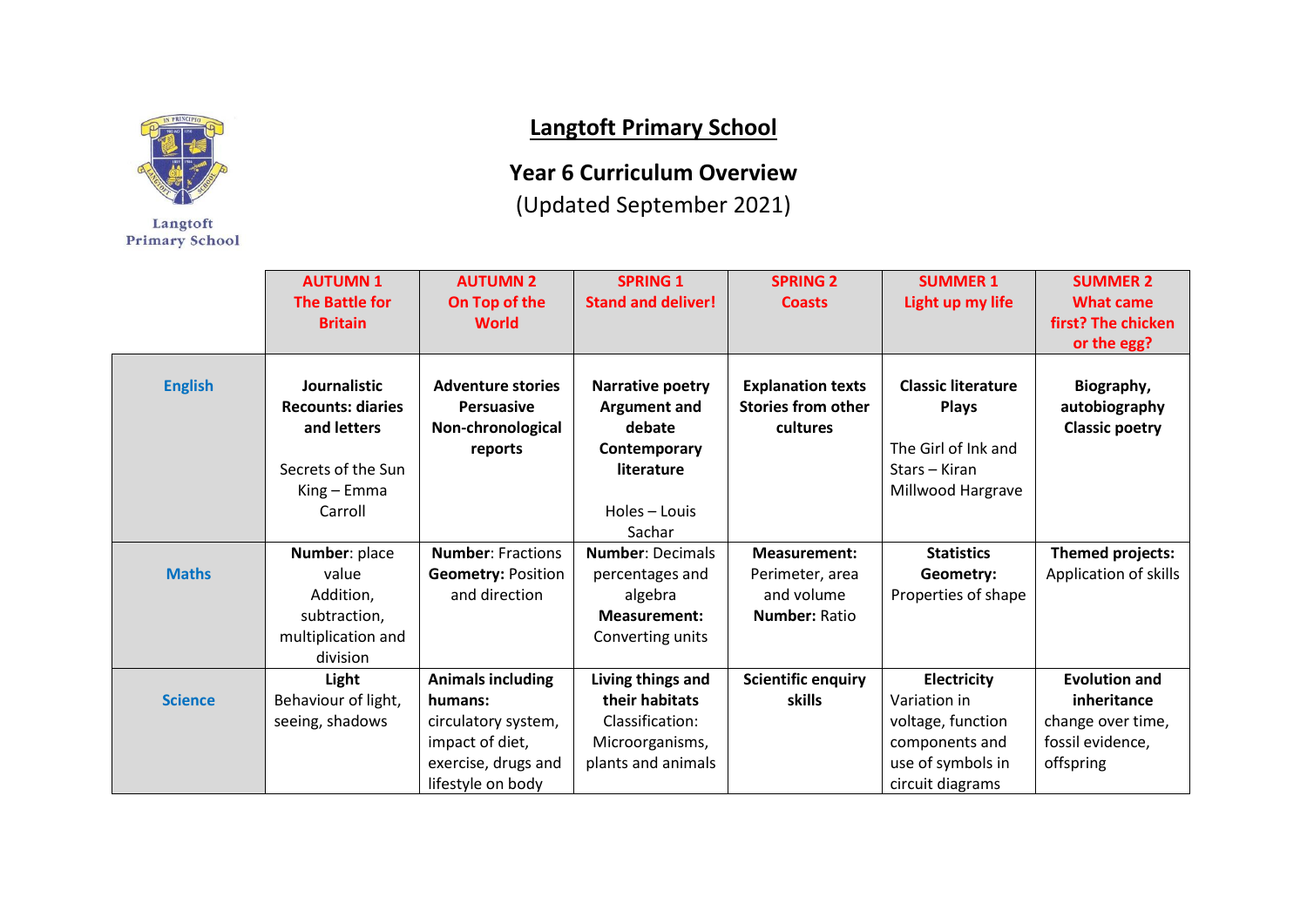# Langtoft Primary School

## Year 6 Curriculum Overview

(Updated September 2021)

| | **AUTUMN 1** The Battle for Britain | **AUTUMN 2** On Top of the World | **SPRING 1** Stand and deliver! | **SPRING 2** Coasts | **SUMMER 1** Light up my life | **SUMMER 2** What came first? The chicken or the egg? |
|---|---|---|---|---|---|---|
| **English** | **Journalistic** **Recounts: diaries and letters** Secrets of the Sun King – Emma Carroll | **Adventure stories** **Persuasive** **Non-chronological reports** | **Narrative poetry** **Argument and debate** **Contemporary literature** Holes – Louis Sachar | **Explanation texts** **Stories from other cultures** | **Classic literature** **Plays** The Girl of Ink and Stars – Kiran Millwood Hargrave | **Biography, autobiography** **Classic poetry** |
| **Maths** | **Number**: place value Addition, subtraction, multiplication and division | **Number**: Fractions **Geometry:** Position and direction | **Number**: Decimals percentages and algebra **Measurement:** Converting units | **Measurement:** Perimeter, area and volume **Number:** Ratio | **Statistics** **Geometry:** Properties of shape | **Themed projects:** Application of skills |
| **Science** | **Light** Behaviour of light, seeing, shadows | **Animals including humans:** circulatory system, impact of diet, exercise, drugs and lifestyle on body | **Living things and their habitats** Classification: Microorganisms, plants and animals | **Scientific enquiry skills** | **Electricity** Variation in voltage, function components and use of symbols in circuit diagrams | **Evolution and inheritance** change over time, fossil evidence, offspring |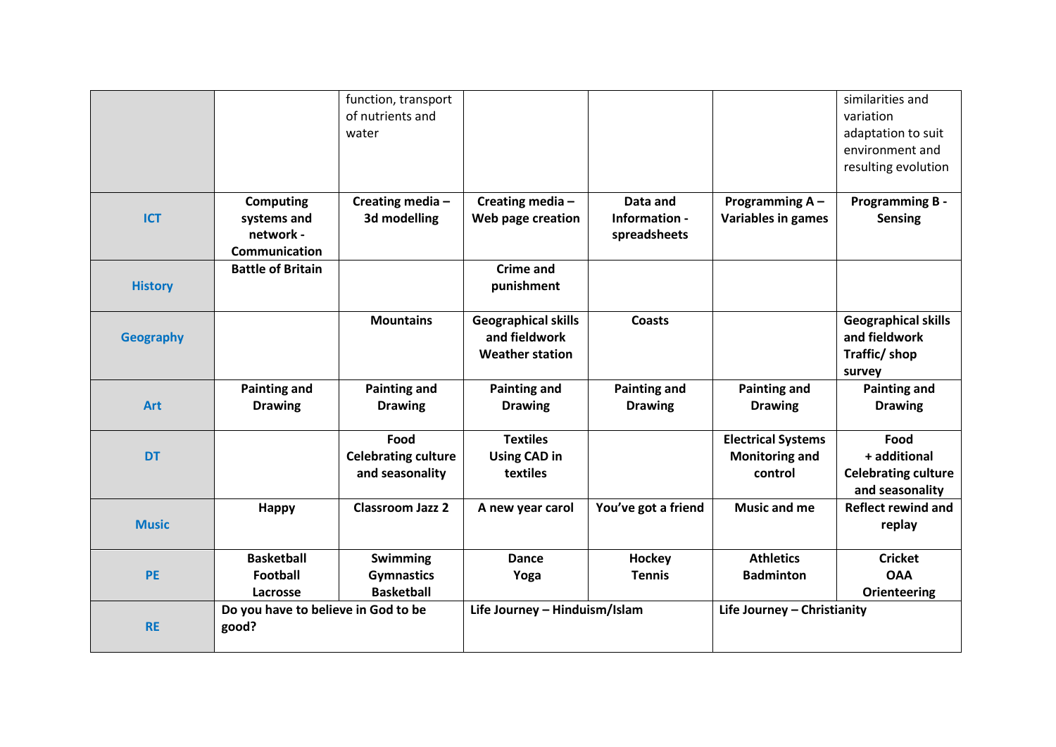| | | | | | | |
|---|---|---|---|---|---|---|
| | | function, transport of nutrients and water | | | | similarities and variation adaptation to suit environment and resulting evolution |
| **ICT** | **Computing systems and network - Communication** | **Creating media – 3d modelling** | **Creating media – Web page creation** | **Data and Information - spreadsheets** | **Programming A – Variables in games** | **Programming B - Sensing** |
| **History** | **Battle of Britain** | | **Crime and punishment** | | | |
| **Geography** | | **Mountains** | **Geographical skills and fieldwork Weather station** | **Coasts** | | **Geographical skills and fieldwork Traffic/ shop survey** |
| **Art** | **Painting and Drawing** | **Painting and Drawing** | **Painting and Drawing** | **Painting and Drawing** | **Painting and Drawing** | **Painting and Drawing** |
| **DT** | | **Food Celebrating culture and seasonality** | **Textiles Using CAD in textiles** | | **Electrical Systems Monitoring and control** | **Food + additional Celebrating culture and seasonality** |
| **Music** | **Happy** | **Classroom Jazz 2** | **A new year carol** | **You've got a friend** | **Music and me** | **Reflect rewind and replay** |
| **PE** | **Basketball Football Lacrosse** | **Swimming Gymnastics Basketball** | **Dance Yoga** | **Hockey Tennis** | **Athletics Badminton** | **Cricket OAA Orienteering** |
| **RE** | **Do you have to believe in God to be good?** | | **Life Journey – Hinduism/Islam** | | **Life Journey – Christianity** | |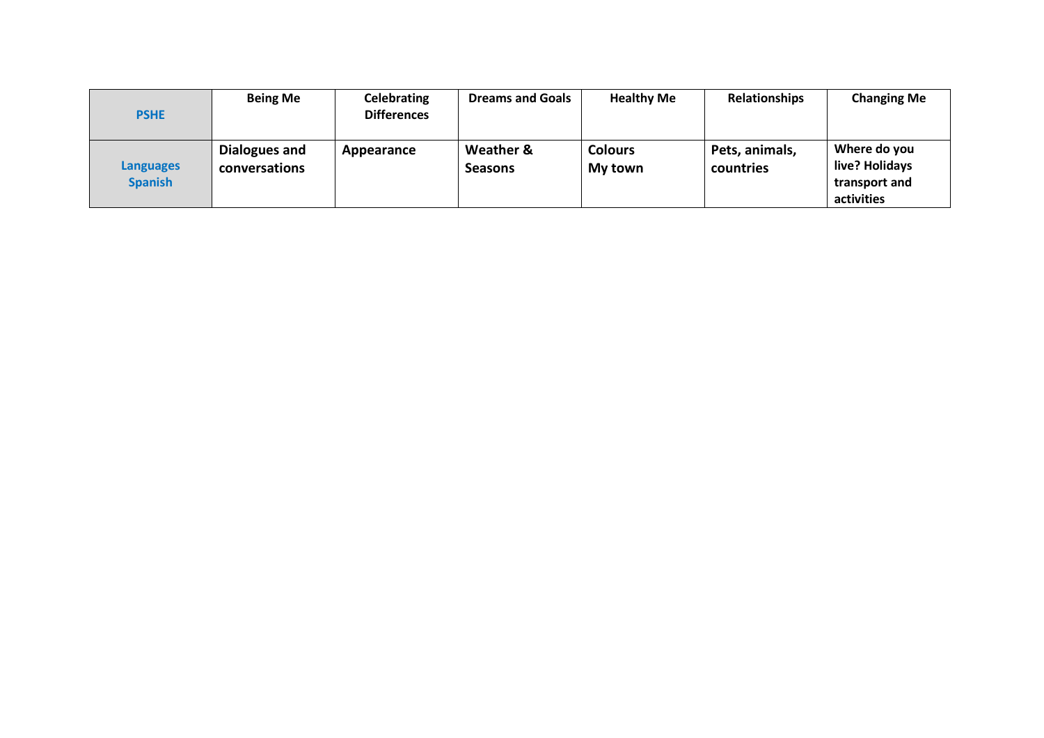| PSHE | Being Me | Celebrating Differences | Dreams and Goals | Healthy Me | Relationships | Changing Me |
|---|---|---|---|---|---|---|
| Languages Spanish | Dialogues and conversations | Appearance | Weather & Seasons | Colours My town | Pets, animals, countries | Where do you live? Holidays transport and activities |